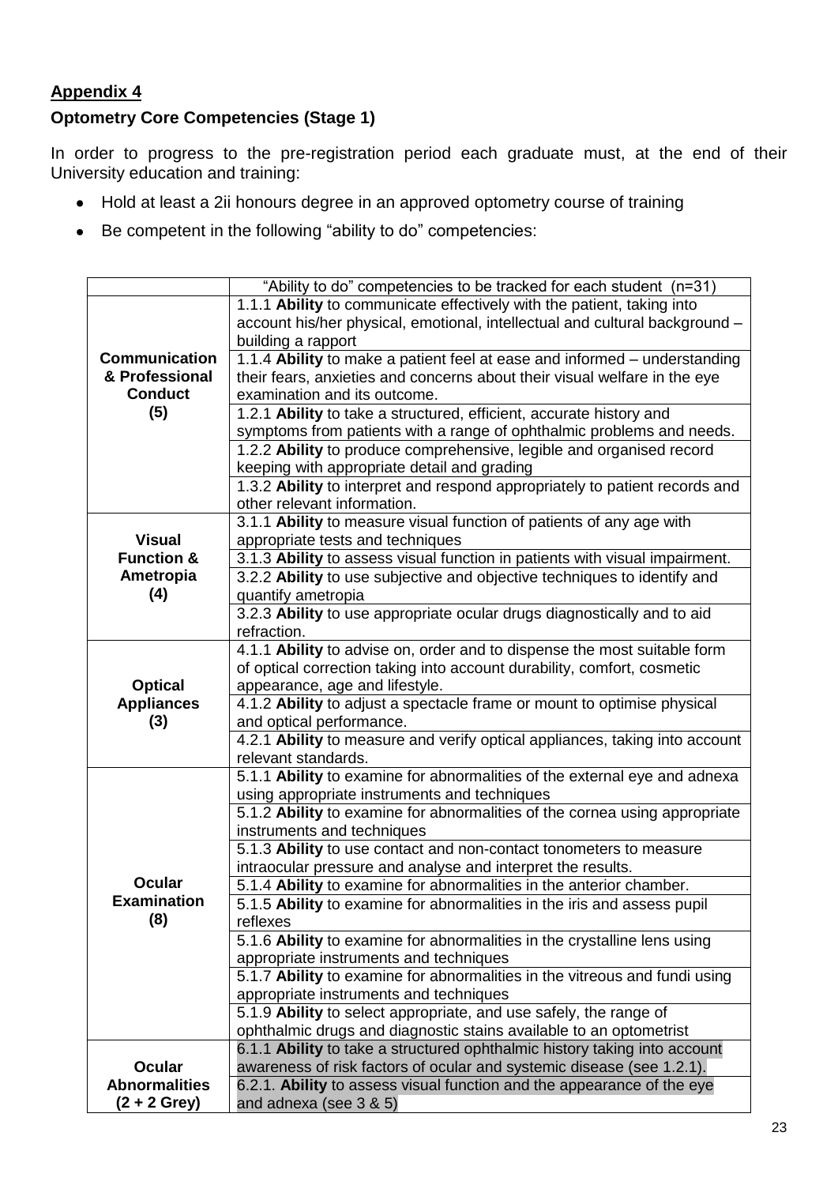## Appendix 4

### Optometry Core Competencies (Stage 1)

In order to progress to the pre-registration period each graduate must, at the end of their University education and training:

- Hold at least a 2ii honours degree in an approved optometry course of training
- Be competent in the following "ability to do" competencies:

| | "Ability to do" competencies to be tracked for each student (n=31) |
|---|---|
| **Communication & Professional Conduct (5)** | 1.1.1 **Ability** to communicate effectively with the patient, taking into account his/her physical, emotional, intellectual and cultural background – building a rapport |
| | 1.1.4 **Ability** to make a patient feel at ease and informed – understanding their fears, anxieties and concerns about their visual welfare in the eye examination and its outcome. |
| | 1.2.1 **Ability** to take a structured, efficient, accurate history and symptoms from patients with a range of ophthalmic problems and needs. |
| | 1.2.2 **Ability** to produce comprehensive, legible and organised record keeping with appropriate detail and grading |
| | 1.3.2 **Ability** to interpret and respond appropriately to patient records and other relevant information. |
| **Visual Function & Ametropia (4)** | 3.1.1 **Ability** to measure visual function of patients of any age with appropriate tests and techniques |
| | 3.1.3 **Ability** to assess visual function in patients with visual impairment. |
| | 3.2.2 **Ability** to use subjective and objective techniques to identify and quantify ametropia |
| | 3.2.3 **Ability** to use appropriate ocular drugs diagnostically and to aid refraction. |
| **Optical Appliances (3)** | 4.1.1 **Ability** to advise on, order and to dispense the most suitable form of optical correction taking into account durability, comfort, cosmetic appearance, age and lifestyle. |
| | 4.1.2 **Ability** to adjust a spectacle frame or mount to optimise physical and optical performance. |
| | 4.2.1 **Ability** to measure and verify optical appliances, taking into account relevant standards. |
| **Ocular Examination (8)** | 5.1.1 **Ability** to examine for abnormalities of the external eye and adnexa using appropriate instruments and techniques |
| | 5.1.2 **Ability** to examine for abnormalities of the cornea using appropriate instruments and techniques |
| | 5.1.3 **Ability** to use contact and non-contact tonometers to measure intraocular pressure and analyse and interpret the results. |
| | 5.1.4 **Ability** to examine for abnormalities in the anterior chamber. |
| | 5.1.5 **Ability** to examine for abnormalities in the iris and assess pupil reflexes |
| | 5.1.6 **Ability** to examine for abnormalities in the crystalline lens using appropriate instruments and techniques |
| | 5.1.7 **Ability** to examine for abnormalities in the vitreous and fundi using appropriate instruments and techniques |
| | 5.1.9 **Ability** to select appropriate, and use safely, the range of ophthalmic drugs and diagnostic stains available to an optometrist |
| **Ocular Abnormalities (2 + 2 Grey)** | 6.1.1 **Ability** to take a structured ophthalmic history taking into account awareness of risk factors of ocular and systemic disease (see 1.2.1). |
| | 6.2.1. **Ability** to assess visual function and the appearance of the eye and adnexa (see 3 & 5) |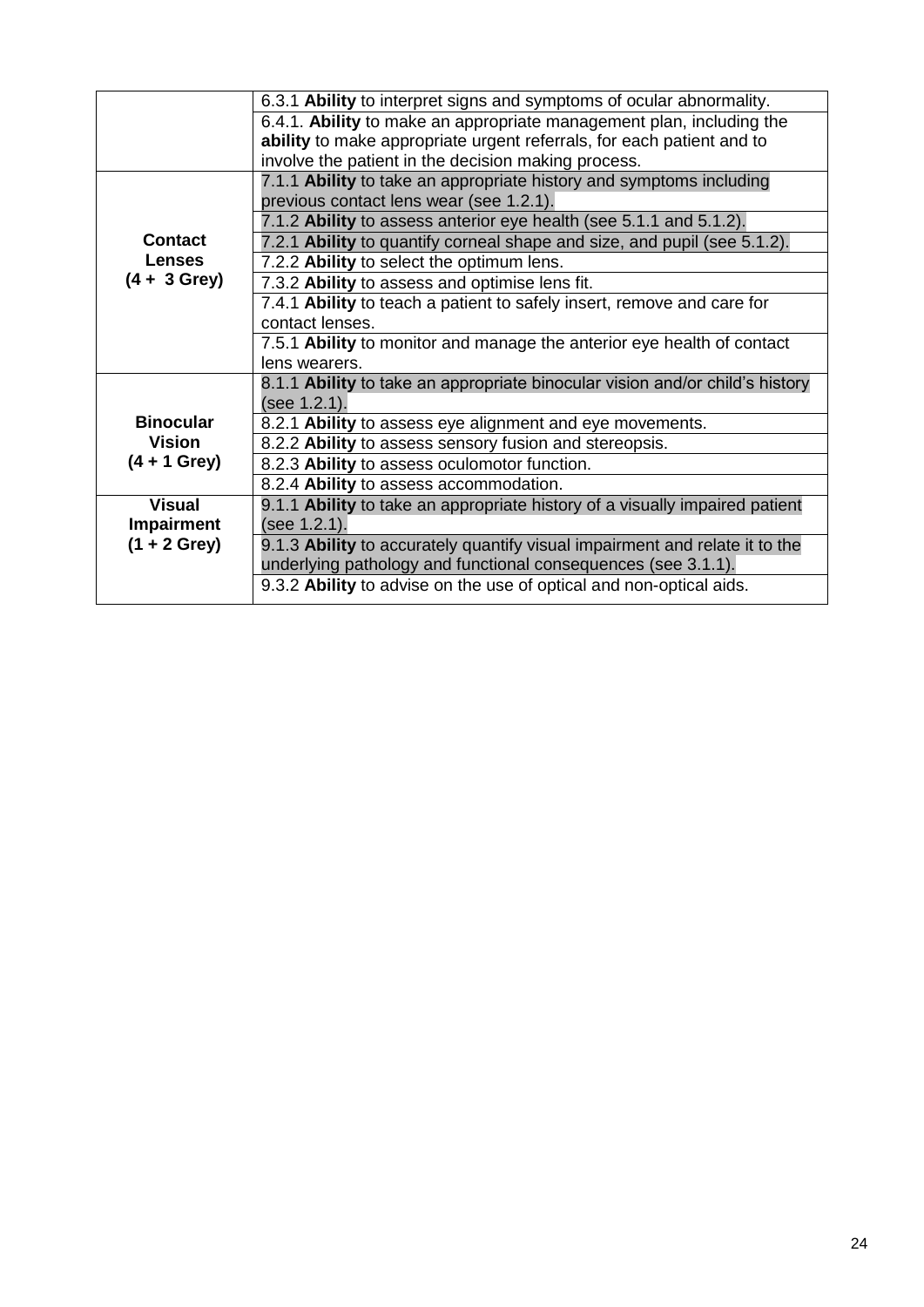| | |
|---|---|
| | 6.3.1 **Ability** to interpret signs and symptoms of ocular abnormality. |
| | 6.4.1. **Ability** to make an appropriate management plan, including the **ability** to make appropriate urgent referrals, for each patient and to involve the patient in the decision making process. |
| **Contact Lenses (4 + 3 Grey)** | 7.1.1 **Ability** to take an appropriate history and symptoms including previous contact lens wear (see 1.2.1). |
| | 7.1.2 **Ability** to assess anterior eye health (see 5.1.1 and 5.1.2). |
| | 7.2.1 **Ability** to quantify corneal shape and size, and pupil (see 5.1.2). |
| | 7.2.2 **Ability** to select the optimum lens. |
| | 7.3.2 **Ability** to assess and optimise lens fit. |
| | 7.4.1 **Ability** to teach a patient to safely insert, remove and care for contact lenses. |
| | 7.5.1 **Ability** to monitor and manage the anterior eye health of contact lens wearers. |
| **Binocular Vision (4 + 1 Grey)** | 8.1.1 **Ability** to take an appropriate binocular vision and/or child's history (see 1.2.1). |
| | 8.2.1 **Ability** to assess eye alignment and eye movements. |
| | 8.2.2 **Ability** to assess sensory fusion and stereopsis. |
| | 8.2.3 **Ability** to assess oculomotor function. |
| | 8.2.4 **Ability** to assess accommodation. |
| **Visual Impairment (1 + 2 Grey)** | 9.1.1 **Ability** to take an appropriate history of a visually impaired patient (see 1.2.1). |
| | 9.1.3 **Ability** to accurately quantify visual impairment and relate it to the underlying pathology and functional consequences (see 3.1.1). |
| | 9.3.2 **Ability** to advise on the use of optical and non-optical aids. |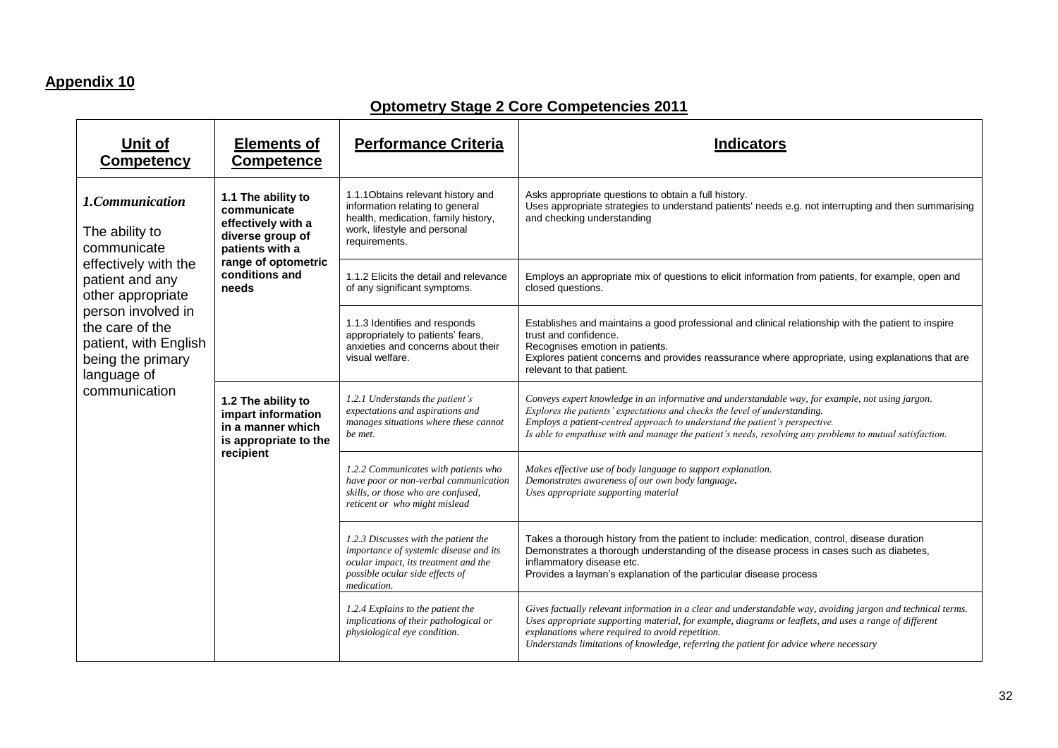## Appendix 10

## Optometry Stage 2 Core Competencies 2011

| Unit of Competency | Elements of Competence | Performance Criteria | Indicators |
|---|---|---|---|
| ***1.Communication*** The ability to communicate effectively with the patient and any other appropriate person involved in the care of the patient, with English being the primary language of communication | **1.1 The ability to communicate effectively with a diverse group of patients with a range of optometric conditions and needs** | 1.1.1Obtains relevant history and information relating to general health, medication, family history, work, lifestyle and personal requirements. | Asks appropriate questions to obtain a full history. Uses appropriate strategies to understand patients' needs e.g. not interrupting and then summarising and checking understanding |
| | | 1.1.2 Elicits the detail and relevance of any significant symptoms. | Employs an appropriate mix of questions to elicit information from patients, for example, open and closed questions. |
| | | 1.1.3 Identifies and responds appropriately to patients' fears, anxieties and concerns about their visual welfare. | Establishes and maintains a good professional and clinical relationship with the patient to inspire trust and confidence. Recognises emotion in patients. Explores patient concerns and provides reassurance where appropriate, using explanations that are relevant to that patient. |
| | **1.2 The ability to impart information in a manner which is appropriate to the recipient** | *1.2.1 Understands the patient's expectations and aspirations and manages situations where these cannot be met.* | *Conveys expert knowledge in an informative and understandable way, for example, not using jargon. Explores the patients' expectations and checks the level of understanding. Employs a patient-centred approach to understand the patient's perspective. Is able to empathise with and manage the patient's needs, resolving any problems to mutual satisfaction.* |
| | | *1.2.2 Communicates with patients who have poor or non-verbal communication skills, or those who are confused, reticent or who might mislead* | *Makes effective use of body language to support explanation. Demonstrates awareness of our own body language. Uses appropriate supporting material* |
| | | *1.2.3 Discusses with the patient the importance of systemic disease and its ocular impact, its treatment and the possible ocular side effects of medication.* | Takes a thorough history from the patient to include: medication, control, disease duration Demonstrates a thorough understanding of the disease process in cases such as diabetes, inflammatory disease etc. Provides a layman's explanation of the particular disease process |
| | | *1.2.4 Explains to the patient the implications of their pathological or physiological eye condition.* | *Gives factually relevant information in a clear and understandable way, avoiding jargon and technical terms. Uses appropriate supporting material, for example, diagrams or leaflets, and uses a range of different explanations where required to avoid repetition. Understands limitations of knowledge, referring the patient for advice where necessary* |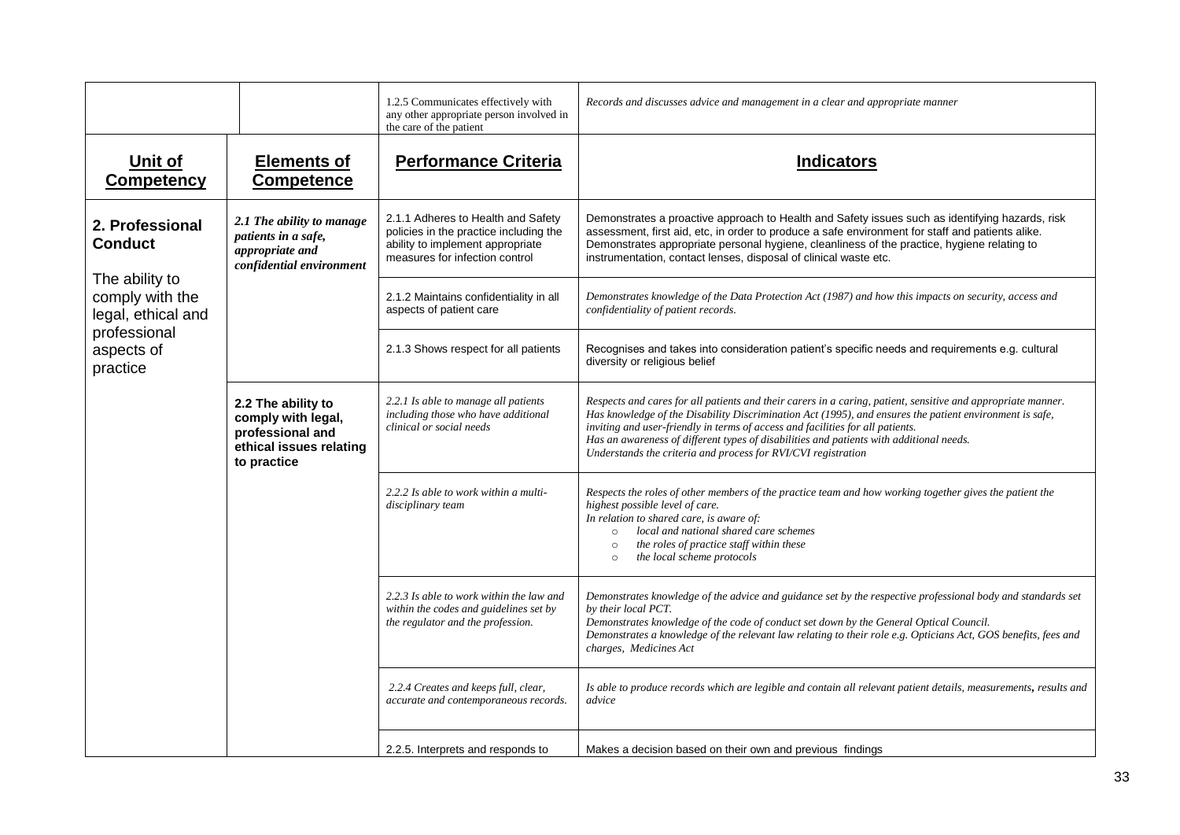| Unit of Competency | Elements of Competence | Performance Criteria | Indicators |
|---|---|---|---|
| | | 1.2.5 Communicates effectively with any other appropriate person involved in the care of the patient | *Records and discusses advice and management in a clear and appropriate manner* |
| **Unit of Competency** | **Elements of Competence** | **Performance Criteria** | **Indicators** |
| **2. Professional Conduct** The ability to comply with the legal, ethical and professional aspects of practice | ***2.1 The ability to manage patients in a safe, appropriate and confidential environment*** | 2.1.1 Adheres to Health and Safety policies in the practice including the ability to implement appropriate measures for infection control | Demonstrates a proactive approach to Health and Safety issues such as identifying hazards, risk assessment, first aid, etc, in order to produce a safe environment for staff and patients alike. Demonstrates appropriate personal hygiene, cleanliness of the practice, hygiene relating to instrumentation, contact lenses, disposal of clinical waste etc. |
| | | 2.1.2 Maintains confidentiality in all aspects of patient care | *Demonstrates knowledge of the Data Protection Act (1987) and how this impacts on security, access and confidentiality of patient records.* |
| | | 2.1.3 Shows respect for all patients | Recognises and takes into consideration patient's specific needs and requirements e.g. cultural diversity or religious belief |
| | **2.2 The ability to comply with legal, professional and ethical issues relating to practice** | *2.2.1 Is able to manage all patients including those who have additional clinical or social needs* | *Respects and cares for all patients and their carers in a caring, patient, sensitive and appropriate manner. Has knowledge of the Disability Discrimination Act (1995), and ensures the patient environment is safe, inviting and user-friendly in terms of access and facilities for all patients. Has an awareness of different types of disabilities and patients with additional needs. Understands the criteria and process for RVI/CVI registration* |
| | | *2.2.2 Is able to work within a multi-disciplinary team* | *Respects the roles of other members of the practice team and how working together gives the patient the highest possible level of care. In relation to shared care, is aware of:* <br>○ *local and national shared care schemes* <br>○ *the roles of practice staff within these* <br>○ *the local scheme protocols* |
| | | *2.2.3 Is able to work within the law and within the codes and guidelines set by the regulator and the profession.* | *Demonstrates knowledge of the advice and guidance set by the respective professional body and standards set by their local PCT. Demonstrates knowledge of the code of conduct set down by the General Optical Council. Demonstrates a knowledge of the relevant law relating to their role e.g. Opticians Act, GOS benefits, fees and charges, Medicines Act* |
| | | *2.2.4 Creates and keeps full, clear, accurate and contemporaneous records.* | *Is able to produce records which are legible and contain all relevant patient details, measurements, results and advice* |
| | | 2.2.5. Interprets and responds to | Makes a decision based on their own and previous findings |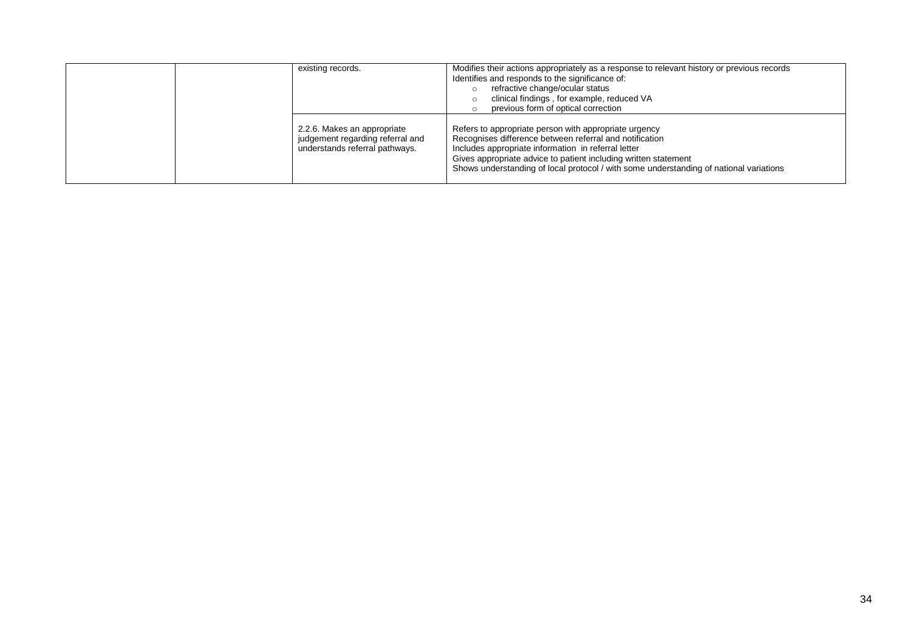| | | | |
|---|---|---|---|
| | | existing records. | Modifies their actions appropriately as a response to relevant history or previous records<br>Identifies and responds to the significance of:<br>○ refractive change/ocular status<br>○ clinical findings , for example, reduced VA<br>○ previous form of optical correction |
| | | 2.2.6. Makes an appropriate judgement regarding referral and understands referral pathways. | Refers to appropriate person with appropriate urgency<br>Recognises difference between referral and notification<br>Includes appropriate information in referral letter<br>Gives appropriate advice to patient including written statement<br>Shows understanding of local protocol / with some understanding of national variations |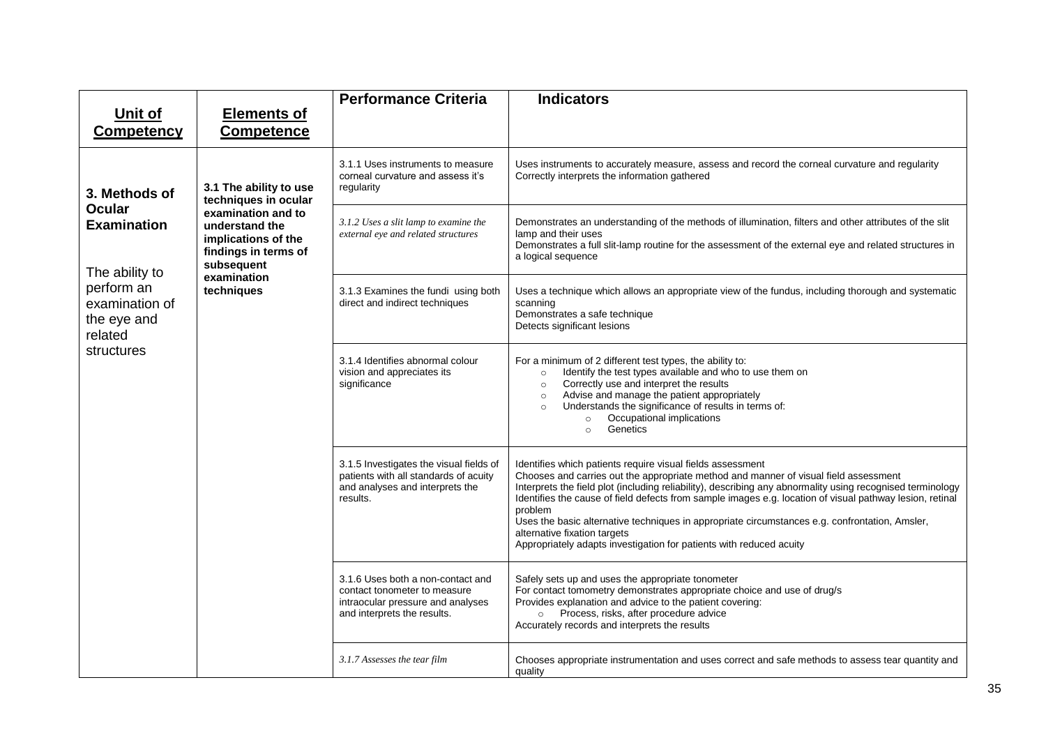| Unit of Competency | Elements of Competence | Performance Criteria | Indicators |
|---|---|---|---|
| **3. Methods of Ocular Examination**<br><br>The ability to perform an examination of the eye and related structures | **3.1 The ability to use techniques in ocular examination and to understand the implications of the findings in terms of subsequent examination techniques** | 3.1.1 Uses instruments to measure corneal curvature and assess it's regularity | Uses instruments to accurately measure, assess and record the corneal curvature and regularity<br>Correctly interprets the information gathered |
| | | *3.1.2 Uses a slit lamp to examine the external eye and related structures* | Demonstrates an understanding of the methods of illumination, filters and other attributes of the slit lamp and their uses<br>Demonstrates a full slit-lamp routine for the assessment of the external eye and related structures in a logical sequence |
| | | 3.1.3 Examines the fundi using both direct and indirect techniques | Uses a technique which allows an appropriate view of the fundus, including thorough and systematic scanning<br>Demonstrates a safe technique<br>Detects significant lesions |
| | | 3.1.4 Identifies abnormal colour vision and appreciates its significance | For a minimum of 2 different test types, the ability to:<br>○ Identify the test types available and who to use them on<br>○ Correctly use and interpret the results<br>○ Advise and manage the patient appropriately<br>○ Understands the significance of results in terms of:<br>&nbsp;&nbsp;&nbsp;&nbsp;○ Occupational implications<br>&nbsp;&nbsp;&nbsp;&nbsp;○ Genetics |
| | | 3.1.5 Investigates the visual fields of patients with all standards of acuity and analyses and interprets the results. | Identifies which patients require visual fields assessment<br>Chooses and carries out the appropriate method and manner of visual field assessment<br>Interprets the field plot (including reliability), describing any abnormality using recognised terminology<br>Identifies the cause of field defects from sample images e.g. location of visual pathway lesion, retinal problem<br>Uses the basic alternative techniques in appropriate circumstances e.g. confrontation, Amsler, alternative fixation targets<br>Appropriately adapts investigation for patients with reduced acuity |
| | | 3.1.6 Uses both a non-contact and contact tonometer to measure intraocular pressure and analyses and interprets the results. | Safely sets up and uses the appropriate tonometer<br>For contact tomometry demonstrates appropriate choice and use of drug/s<br>Provides explanation and advice to the patient covering:<br>○ Process, risks, after procedure advice<br>Accurately records and interprets the results |
| | | *3.1.7 Assesses the tear film* | Chooses appropriate instrumentation and uses correct and safe methods to assess tear quantity and quality |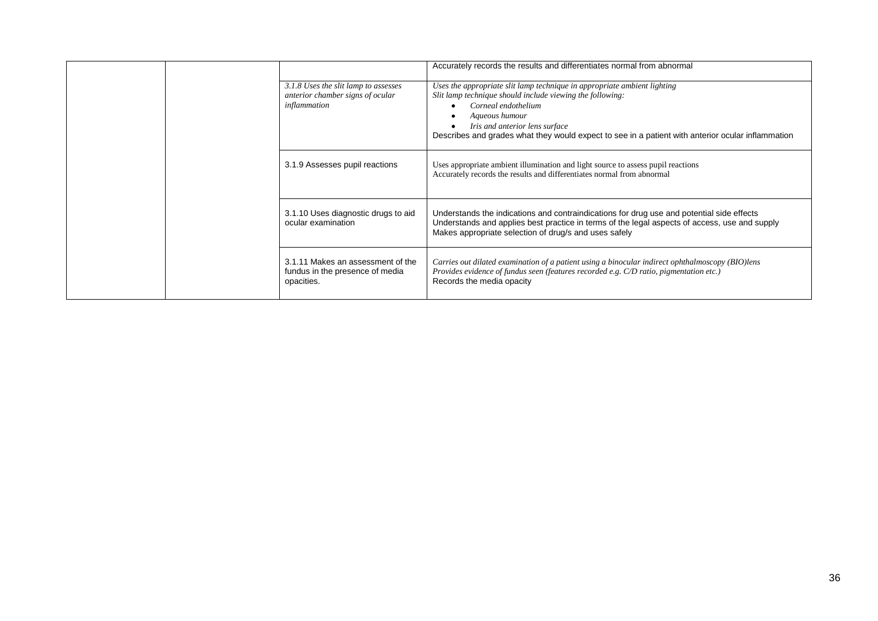|  |  |  | Accurately records the results and differentiates normal from abnormal |
|---|---|---|---|
|  |  | *3.1.8 Uses the slit lamp to assesses anterior chamber signs of ocular inflammation* | *Uses the appropriate slit lamp technique in appropriate ambient lighting*<br>*Slit lamp technique should include viewing the following:*<br>• *Corneal endothelium*<br>• *Aqueous humour*<br>• *Iris and anterior lens surface*<br>Describes and grades what they would expect to see in a patient with anterior ocular inflammation |
|  |  | 3.1.9 Assesses pupil reactions | Uses appropriate ambient illumination and light source to assess pupil reactions<br>Accurately records the results and differentiates normal from abnormal |
|  |  | 3.1.10 Uses diagnostic drugs to aid ocular examination | Understands the indications and contraindications for drug use and potential side effects<br>Understands and applies best practice in terms of the legal aspects of access, use and supply<br>Makes appropriate selection of drug/s and uses safely |
|  |  | 3.1.11 Makes an assessment of the fundus in the presence of media opacities. | *Carries out dilated examination of a patient using a binocular indirect ophthalmoscopy (BIO)lens*<br>*Provides evidence of fundus seen (features recorded e.g. C/D ratio, pigmentation etc.)*<br>Records the media opacity |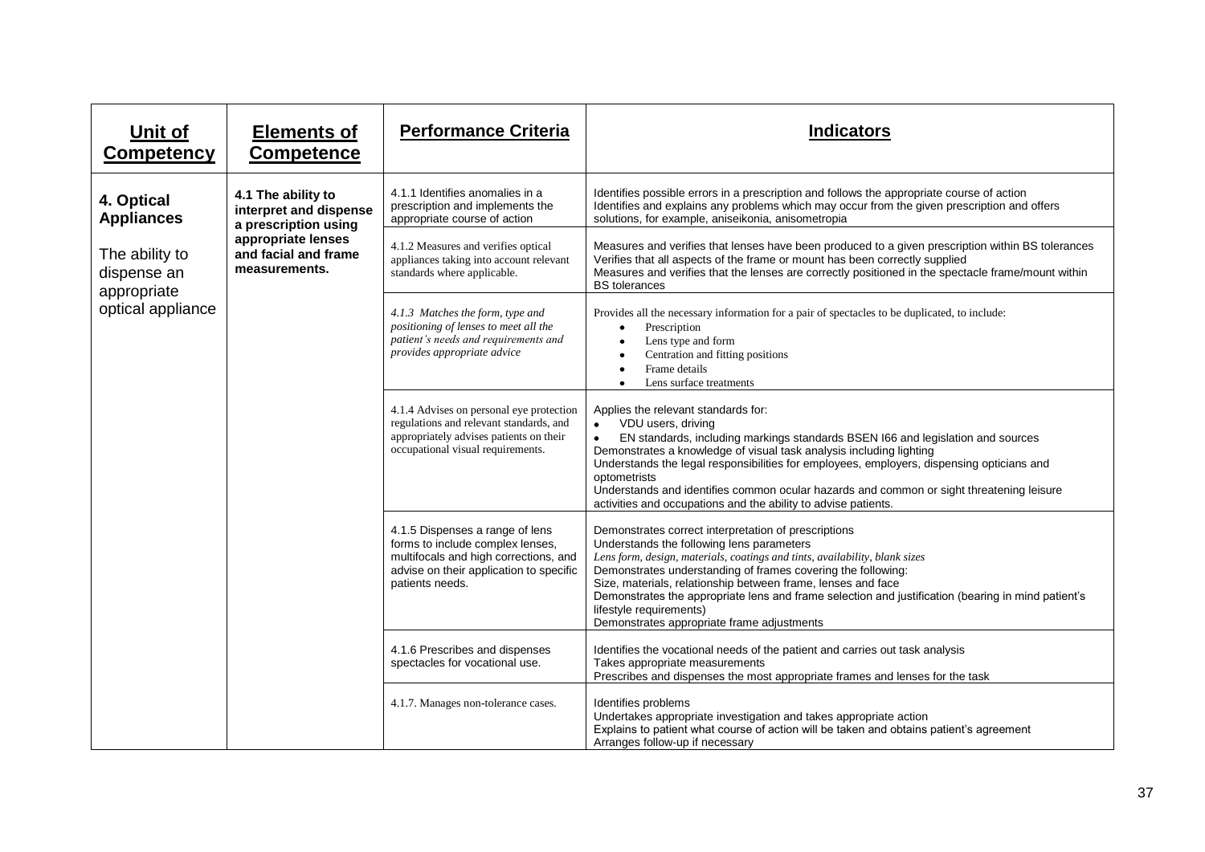| Unit of Competency | Elements of Competence | Performance Criteria | Indicators |
|---|---|---|---|
| **4. Optical Appliances**<br><br>The ability to dispense an appropriate optical appliance | **4.1 The ability to interpret and dispense a prescription using appropriate lenses and facial and frame measurements.** | 4.1.1 Identifies anomalies in a prescription and implements the appropriate course of action | Identifies possible errors in a prescription and follows the appropriate course of action<br>Identifies and explains any problems which may occur from the given prescription and offers solutions, for example, aniseikonia, anisometropia |
| | | 4.1.2 Measures and verifies optical appliances taking into account relevant standards where applicable. | Measures and verifies that lenses have been produced to a given prescription within BS tolerances<br>Verifies that all aspects of the frame or mount has been correctly supplied<br>Measures and verifies that the lenses are correctly positioned in the spectacle frame/mount within BS tolerances |
| | | *4.1.3 Matches the form, type and positioning of lenses to meet all the patient's needs and requirements and provides appropriate advice* | Provides all the necessary information for a pair of spectacles to be duplicated, to include:<br>• Prescription<br>• Lens type and form<br>• Centration and fitting positions<br>• Frame details<br>• Lens surface treatments |
| | | 4.1.4 Advises on personal eye protection regulations and relevant standards, and appropriately advises patients on their occupational visual requirements. | Applies the relevant standards for:<br>• VDU users, driving<br>• EN standards, including markings standards BSEN I66 and legislation and sources<br>Demonstrates a knowledge of visual task analysis including lighting<br>Understands the legal responsibilities for employees, employers, dispensing opticians and optometrists<br>Understands and identifies common ocular hazards and common or sight threatening leisure activities and occupations and the ability to advise patients. |
| | | 4.1.5 Dispenses a range of lens forms to include complex lenses, multifocals and high corrections, and advise on their application to specific patients needs. | Demonstrates correct interpretation of prescriptions<br>Understands the following lens parameters<br>*Lens form, design, materials, coatings and tints, availability, blank sizes*<br>Demonstrates understanding of frames covering the following:<br>Size, materials, relationship between frame, lenses and face<br>Demonstrates the appropriate lens and frame selection and justification (bearing in mind patient's lifestyle requirements)<br>Demonstrates appropriate frame adjustments |
| | | 4.1.6 Prescribes and dispenses spectacles for vocational use. | Identifies the vocational needs of the patient and carries out task analysis<br>Takes appropriate measurements<br>Prescribes and dispenses the most appropriate frames and lenses for the task |
| | | 4.1.7. Manages non-tolerance cases. | Identifies problems<br>Undertakes appropriate investigation and takes appropriate action<br>Explains to patient what course of action will be taken and obtains patient's agreement<br>Arranges follow-up if necessary |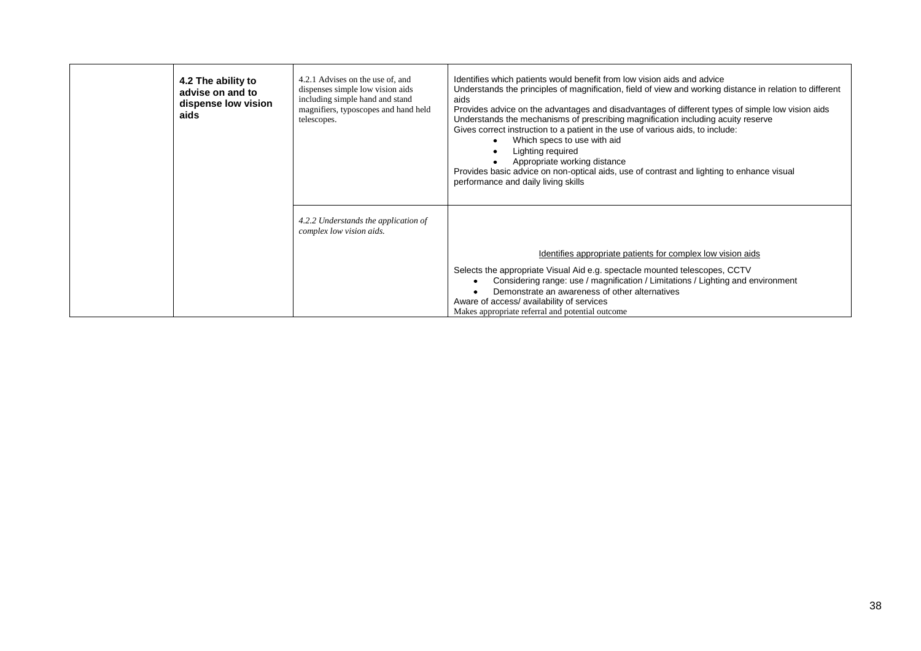| | | | |
|---|---|---|---|
| | **4.2 The ability to advise on and to dispense low vision aids** | 4.2.1 Advises on the use of, and dispenses simple low vision aids including simple hand and stand magnifiers, typoscopes and hand held telescopes. | Identifies which patients would benefit from low vision aids and advice<br>Understands the principles of magnification, field of view and working distance in relation to different aids<br>Provides advice on the advantages and disadvantages of different types of simple low vision aids<br>Understands the mechanisms of prescribing magnification including acuity reserve<br>Gives correct instruction to a patient in the use of various aids, to include:<br>• Which specs to use with aid<br>• Lighting required<br>• Appropriate working distance<br>Provides basic advice on non-optical aids, use of contrast and lighting to enhance visual performance and daily living skills |
| | | *4.2.2 Understands the application of complex low vision aids.* | Identifies appropriate patients for complex low vision aids<br>Selects the appropriate Visual Aid e.g. spectacle mounted telescopes, CCTV<br>• Considering range: use / magnification / Limitations / Lighting and environment<br>• Demonstrate an awareness of other alternatives<br>Aware of access/ availability of services<br>Makes appropriate referral and potential outcome |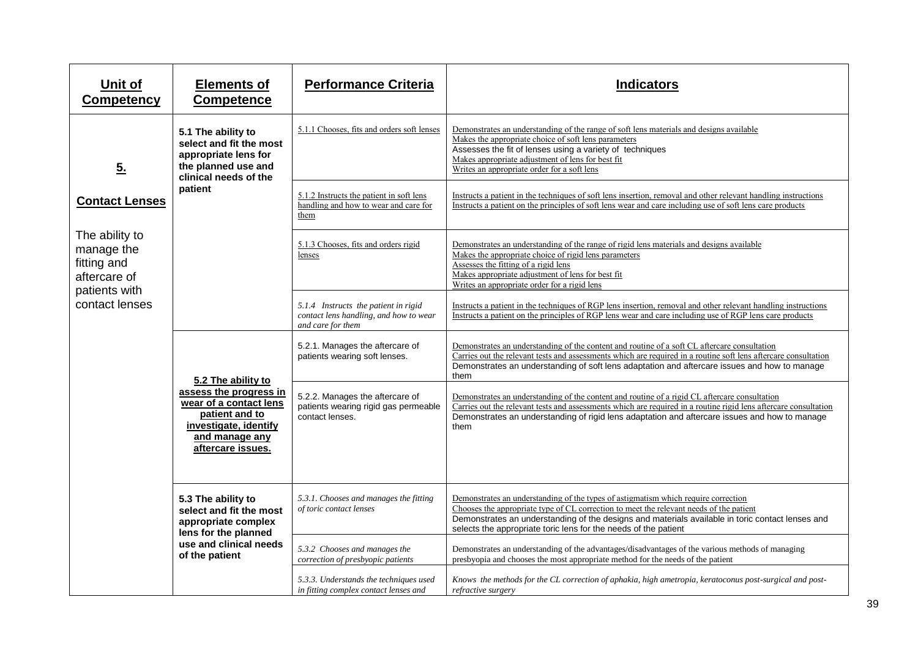| Unit of Competency | Elements of Competence | Performance Criteria | Indicators |
|---|---|---|---|
| **5.**<br><br>**Contact Lenses**<br><br>The ability to manage the fitting and aftercare of patients with contact lenses | **5.1 The ability to select and fit the most appropriate lens for the planned use and clinical needs of the patient** | 5.1.1 Chooses, fits and orders soft lenses | Demonstrates an understanding of the range of soft lens materials and designs available<br>Makes the appropriate choice of soft lens parameters<br>Assesses the fit of lenses using a variety of techniques<br>Makes appropriate adjustment of lens for best fit<br>Writes an appropriate order for a soft lens |
| | | 5.1.2 Instructs the patient in soft lens handling and how to wear and care for them | Instructs a patient in the techniques of soft lens insertion, removal and other relevant handling instructions<br>Instructs a patient on the principles of soft lens wear and care including use of soft lens care products |
| | | 5.1.3 Chooses, fits and orders rigid lenses | Demonstrates an understanding of the range of rigid lens materials and designs available<br>Makes the appropriate choice of rigid lens parameters<br>Assesses the fitting of a rigid lens<br>Makes appropriate adjustment of lens for best fit<br>Writes an appropriate order for a rigid lens |
| | | *5.1.4 Instructs the patient in rigid contact lens handling, and how to wear and care for them* | Instructs a patient in the techniques of RGP lens insertion, removal and other relevant handling instructions<br>Instructs a patient on the principles of RGP lens wear and care including use of RGP lens care products |
| | **5.2 The ability to assess the progress in wear of a contact lens patient and to investigate, identify and manage any aftercare issues.** | 5.2.1. Manages the aftercare of patients wearing soft lenses. | Demonstrates an understanding of the content and routine of a soft CL aftercare consultation<br>Carries out the relevant tests and assessments which are required in a routine soft lens aftercare consultation<br>Demonstrates an understanding of soft lens adaptation and aftercare issues and how to manage them |
| | | 5.2.2. Manages the aftercare of patients wearing rigid gas permeable contact lenses. | Demonstrates an understanding of the content and routine of a rigid CL aftercare consultation<br>Carries out the relevant tests and assessments which are required in a routine rigid lens aftercare consultation<br>Demonstrates an understanding of rigid lens adaptation and aftercare issues and how to manage them |
| | **5.3 The ability to select and fit the most appropriate complex lens for the planned use and clinical needs of the patient** | *5.3.1. Chooses and manages the fitting of toric contact lenses* | Demonstrates an understanding of the types of astigmatism which require correction<br>Chooses the appropriate type of CL correction to meet the relevant needs of the patient<br>Demonstrates an understanding of the designs and materials available in toric contact lenses and selects the appropriate toric lens for the needs of the patient |
| | | *5.3.2 Chooses and manages the correction of presbyopic patients* | Demonstrates an understanding of the advantages/disadvantages of the various methods of managing presbyopia and chooses the most appropriate method for the needs of the patient |
| | | *5.3.3. Understands the techniques used in fitting complex contact lenses and* | *Knows the methods for the CL correction of aphakia, high ametropia, keratoconus post-surgical and post-refractive surgery* |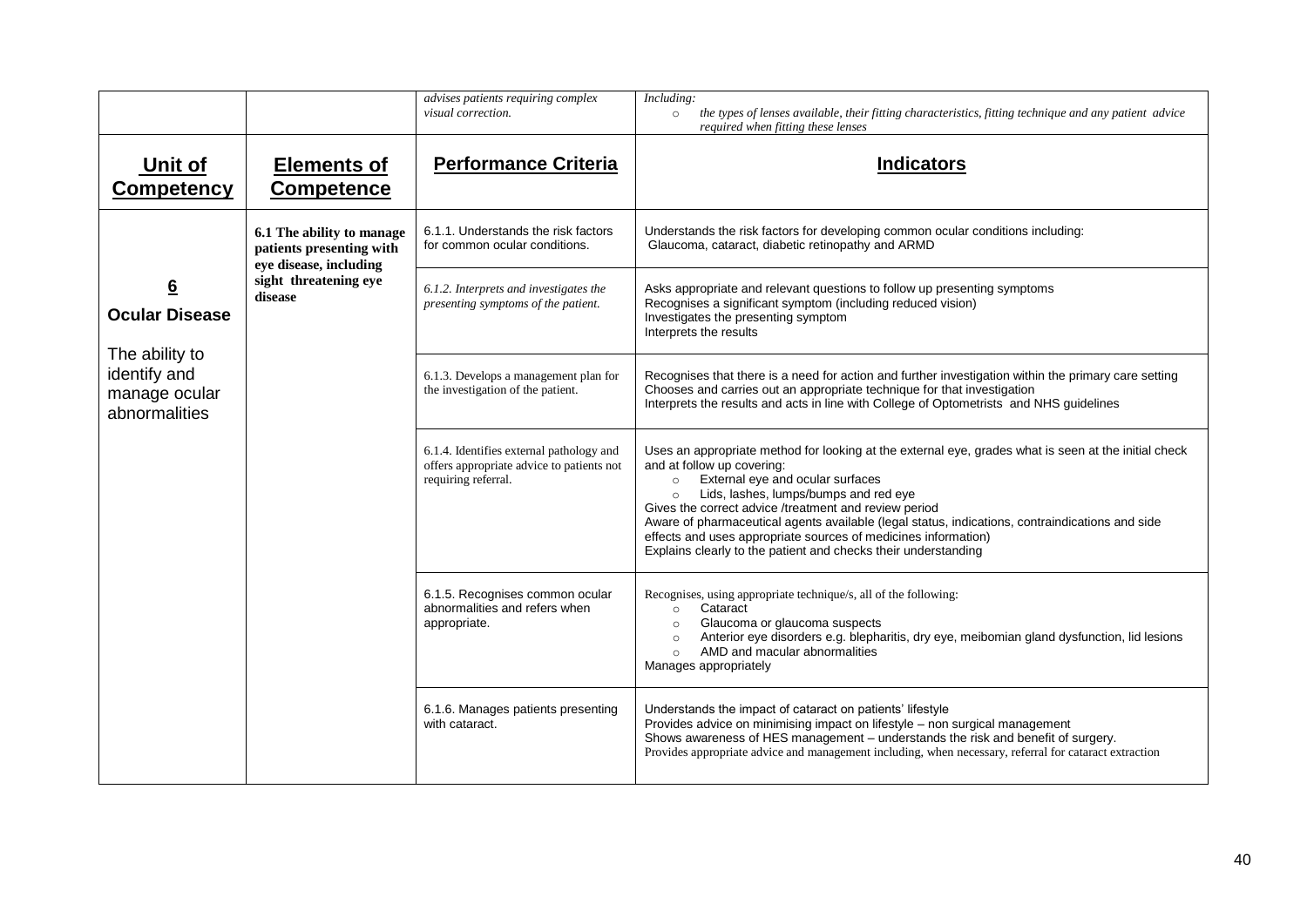| | | *advises patients requiring complex visual correction.* | *Including:*<br>○ *the types of lenses available, their fitting characteristics, fitting technique and any patient advice required when fitting these lenses* |
|---|---|---|---|
| **Unit of Competency** | **Elements of Competence** | **Performance Criteria** | **Indicators** |
| **6**<br>**Ocular Disease**<br><br>The ability to identify and manage ocular abnormalities | **6.1 The ability to manage patients presenting with eye disease, including sight threatening eye disease** | 6.1.1. Understands the risk factors for common ocular conditions. | Understands the risk factors for developing common ocular conditions including:<br>Glaucoma, cataract, diabetic retinopathy and ARMD |
| | | *6.1.2. Interprets and investigates the presenting symptoms of the patient.* | Asks appropriate and relevant questions to follow up presenting symptoms<br>Recognises a significant symptom (including reduced vision)<br>Investigates the presenting symptom<br>Interprets the results |
| | | 6.1.3. Develops a management plan for the investigation of the patient. | Recognises that there is a need for action and further investigation within the primary care setting<br>Chooses and carries out an appropriate technique for that investigation<br>Interprets the results and acts in line with College of Optometrists and NHS guidelines |
| | | 6.1.4. Identifies external pathology and offers appropriate advice to patients not requiring referral. | Uses an appropriate method for looking at the external eye, grades what is seen at the initial check and at follow up covering:<br>○ External eye and ocular surfaces<br>○ Lids, lashes, lumps/bumps and red eye<br>Gives the correct advice /treatment and review period<br>Aware of pharmaceutical agents available (legal status, indications, contraindications and side effects and uses appropriate sources of medicines information)<br>Explains clearly to the patient and checks their understanding |
| | | 6.1.5. Recognises common ocular abnormalities and refers when appropriate. | Recognises, using appropriate technique/s, all of the following:<br>○ Cataract<br>○ Glaucoma or glaucoma suspects<br>○ Anterior eye disorders e.g. blepharitis, dry eye, meibomian gland dysfunction, lid lesions<br>○ AMD and macular abnormalities<br>Manages appropriately |
| | | 6.1.6. Manages patients presenting with cataract. | Understands the impact of cataract on patients' lifestyle<br>Provides advice on minimising impact on lifestyle – non surgical management<br>Shows awareness of HES management – understands the risk and benefit of surgery.<br>Provides appropriate advice and management including, when necessary, referral for cataract extraction |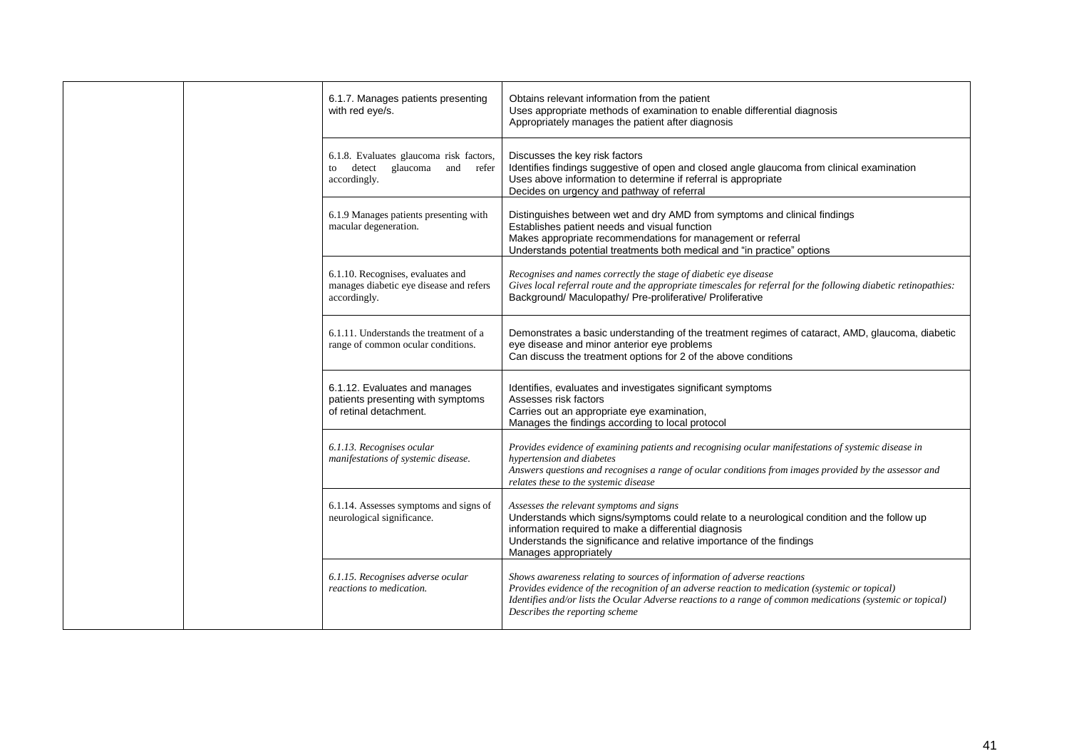| | | | |
|---|---|---|---|
| | | 6.1.7. Manages patients presenting with red eye/s. | Obtains relevant information from the patient<br>Uses appropriate methods of examination to enable differential diagnosis<br>Appropriately manages the patient after diagnosis |
| | | 6.1.8. Evaluates glaucoma risk factors, to detect glaucoma and refer accordingly. | Discusses the key risk factors<br>Identifies findings suggestive of open and closed angle glaucoma from clinical examination<br>Uses above information to determine if referral is appropriate<br>Decides on urgency and pathway of referral |
| | | 6.1.9 Manages patients presenting with macular degeneration. | Distinguishes between wet and dry AMD from symptoms and clinical findings<br>Establishes patient needs and visual function<br>Makes appropriate recommendations for management or referral<br>Understands potential treatments both medical and "in practice" options |
| | | 6.1.10. Recognises, evaluates and manages diabetic eye disease and refers accordingly. | *Recognises and names correctly the stage of diabetic eye disease*<br>*Gives local referral route and the appropriate timescales for referral for the following diabetic retinopathies:*<br>Background/ Maculopathy/ Pre-proliferative/ Proliferative |
| | | 6.1.11. Understands the treatment of a range of common ocular conditions. | Demonstrates a basic understanding of the treatment regimes of cataract, AMD, glaucoma, diabetic eye disease and minor anterior eye problems<br>Can discuss the treatment options for 2 of the above conditions |
| | | 6.1.12. Evaluates and manages patients presenting with symptoms of retinal detachment. | Identifies, evaluates and investigates significant symptoms<br>Assesses risk factors<br>Carries out an appropriate eye examination,<br>Manages the findings according to local protocol |
| | | *6.1.13. Recognises ocular manifestations of systemic disease.* | *Provides evidence of examining patients and recognising ocular manifestations of systemic disease in hypertension and diabetes*<br>*Answers questions and recognises a range of ocular conditions from images provided by the assessor and relates these to the systemic disease* |
| | | 6.1.14. Assesses symptoms and signs of neurological significance. | *Assesses the relevant symptoms and signs*<br>Understands which signs/symptoms could relate to a neurological condition and the follow up information required to make a differential diagnosis<br>Understands the significance and relative importance of the findings<br>Manages appropriately |
| | | *6.1.15. Recognises adverse ocular reactions to medication.* | *Shows awareness relating to sources of information of adverse reactions*<br>*Provides evidence of the recognition of an adverse reaction to medication (systemic or topical)*<br>*Identifies and/or lists the Ocular Adverse reactions to a range of common medications (systemic or topical)*<br>*Describes the reporting scheme* |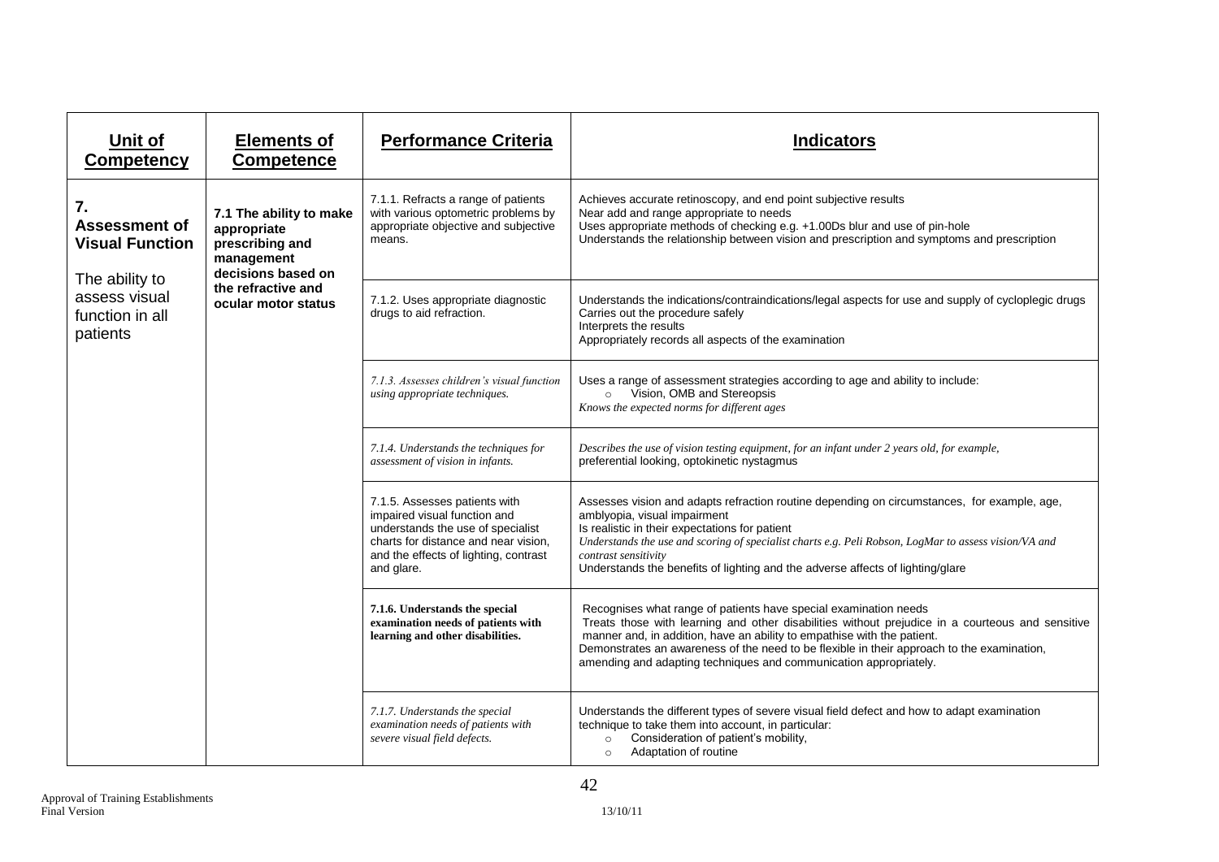| Unit of Competency | Elements of Competence | Performance Criteria | Indicators |
|---|---|---|---|
| **7. Assessment of Visual Function**<br><br>The ability to assess visual function in all patients | **7.1 The ability to make appropriate prescribing and management decisions based on the refractive and ocular motor status** | 7.1.1. Refracts a range of patients with various optometric problems by appropriate objective and subjective means. | Achieves accurate retinoscopy, and end point subjective results<br>Near add and range appropriate to needs<br>Uses appropriate methods of checking e.g. +1.00Ds blur and use of pin-hole<br>Understands the relationship between vision and prescription and symptoms and prescription |
| | | 7.1.2. Uses appropriate diagnostic drugs to aid refraction. | Understands the indications/contraindications/legal aspects for use and supply of cycloplegic drugs<br>Carries out the procedure safely<br>Interprets the results<br>Appropriately records all aspects of the examination |
| | | *7.1.3. Assesses children's visual function using appropriate techniques.* | Uses a range of assessment strategies according to age and ability to include:<br>○ Vision, OMB and Stereopsis<br>*Knows the expected norms for different ages* |
| | | *7.1.4. Understands the techniques for assessment of vision in infants.* | *Describes the use of vision testing equipment, for an infant under 2 years old, for example,* preferential looking, optokinetic nystagmus |
| | | 7.1.5. Assesses patients with impaired visual function and understands the use of specialist charts for distance and near vision, and the effects of lighting, contrast and glare. | Assesses vision and adapts refraction routine depending on circumstances, for example, age, amblyopia, visual impairment<br>Is realistic in their expectations for patient<br>*Understands the use and scoring of specialist charts e.g. Peli Robson, LogMar to assess vision/VA and contrast sensitivity*<br>Understands the benefits of lighting and the adverse affects of lighting/glare |
| | | **7.1.6. Understands the special examination needs of patients with learning and other disabilities.** | Recognises what range of patients have special examination needs<br>Treats those with learning and other disabilities without prejudice in a courteous and sensitive manner and, in addition, have an ability to empathise with the patient.<br>Demonstrates an awareness of the need to be flexible in their approach to the examination, amending and adapting techniques and communication appropriately. |
| | | *7.1.7. Understands the special examination needs of patients with severe visual field defects.* | Understands the different types of severe visual field defect and how to adapt examination technique to take them into account, in particular:<br>○ Consideration of patient's mobility,<br>○ Adaptation of routine |

Approval of Training Establishments
Final Version 13/10/11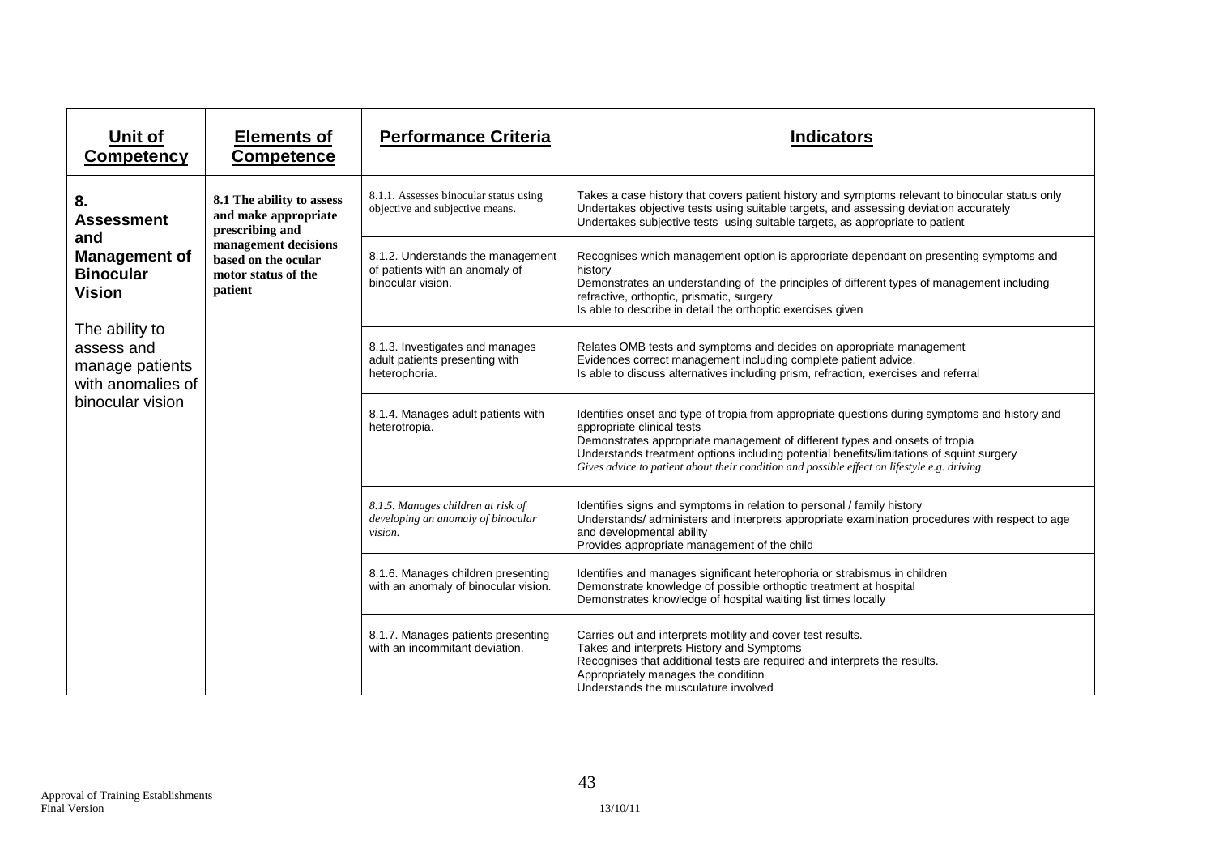| Unit of Competency | Elements of Competence | Performance Criteria | Indicators |
| --- | --- | --- | --- |
| **8. Assessment and Management of Binocular Vision**<br><br>The ability to assess and manage patients with anomalies of binocular vision | **8.1 The ability to assess and make appropriate prescribing and management decisions based on the ocular motor status of the patient** | 8.1.1. Assesses binocular status using objective and subjective means. | Takes a case history that covers patient history and symptoms relevant to binocular status only<br>Undertakes objective tests using suitable targets, and assessing deviation accurately<br>Undertakes subjective tests using suitable targets, as appropriate to patient |
| | | 8.1.2. Understands the management of patients with an anomaly of binocular vision. | Recognises which management option is appropriate dependant on presenting symptoms and history<br>Demonstrates an understanding of the principles of different types of management including refractive, orthoptic, prismatic, surgery<br>Is able to describe in detail the orthoptic exercises given |
| | | 8.1.3. Investigates and manages adult patients presenting with heterophoria. | Relates OMB tests and symptoms and decides on appropriate management<br>Evidences correct management including complete patient advice.<br>Is able to discuss alternatives including prism, refraction, exercises and referral |
| | | 8.1.4. Manages adult patients with heterotropia. | Identifies onset and type of tropia from appropriate questions during symptoms and history and appropriate clinical tests<br>Demonstrates appropriate management of different types and onsets of tropia<br>Understands treatment options including potential benefits/limitations of squint surgery<br>*Gives advice to patient about their condition and possible effect on lifestyle e.g. driving* |
| | | *8.1.5. Manages children at risk of developing an anomaly of binocular vision.* | Identifies signs and symptoms in relation to personal / family history<br>Understands/ administers and interprets appropriate examination procedures with respect to age and developmental ability<br>Provides appropriate management of the child |
| | | 8.1.6. Manages children presenting with an anomaly of binocular vision. | Identifies and manages significant heterophoria or strabismus in children<br>Demonstrate knowledge of possible orthoptic treatment at hospital<br>Demonstrates knowledge of hospital waiting list times locally |
| | | 8.1.7. Manages patients presenting with an incommitant deviation. | Carries out and interprets motility and cover test results.<br>Takes and interprets History and Symptoms<br>Recognises that additional tests are required and interprets the results.<br>Appropriately manages the condition<br>Understands the musculature involved |